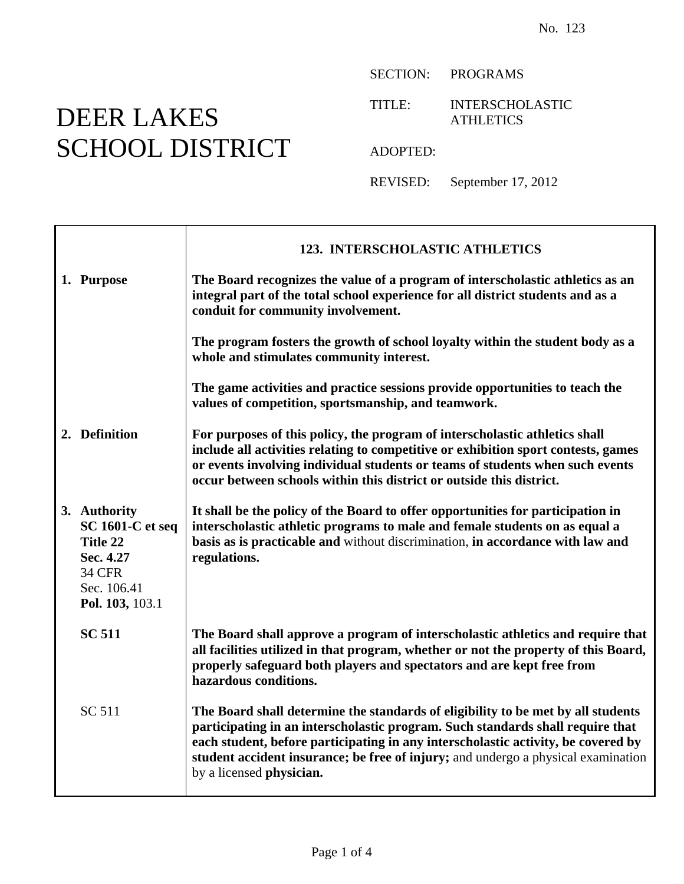No. 123

# DEER LAKES SCHOOL DISTRICT

SECTION: PROGRAMS

TITLE: INTERSCHOLASTIC ATHLETICS

ADOPTED:

REVISED: September 17, 2012

## 123. INTERSCHOLASTIC ATHLETICS

**1. Purpose**

**The Board recognizes the value of a program of interscholastic athletics as an integral part of the total school experience for all district students and as a conduit for community involvement.**

**The program fosters the growth of school loyalty within the student body as a whole and stimulates community interest.**

**The game activities and practice sessions provide opportunities to teach the values of competition, sportsmanship, and teamwork.**

**2. Definition**

**For purposes of this policy, the program of interscholastic athletics shall include all activities relating to competitive or exhibition sport contests, games or events involving individual students or teams of students when such events occur between schools within this district or outside this district.**

**3. Authority**

**SC 1601-C et seq**
**Title 22**
**Sec. 4.27**
34 CFR
Sec. 106.41
**Pol. 103,** 103.1

**It shall be the policy of the Board to offer opportunities for participation in interscholastic athletic programs to male and female students on as equal a basis as is practicable and** without discrimination, **in accordance with law and regulations.**

**SC 511**

**The Board shall approve a program of interscholastic athletics and require that all facilities utilized in that program, whether or not the property of this Board, properly safeguard both players and spectators and are kept free from hazardous conditions.**

SC 511

**The Board shall determine the standards of eligibility to be met by all students participating in an interscholastic program. Such standards shall require that each student, before participating in any interscholastic activity, be covered by student accident insurance; be free of injury;** and undergo a physical examination by a licensed **physician.**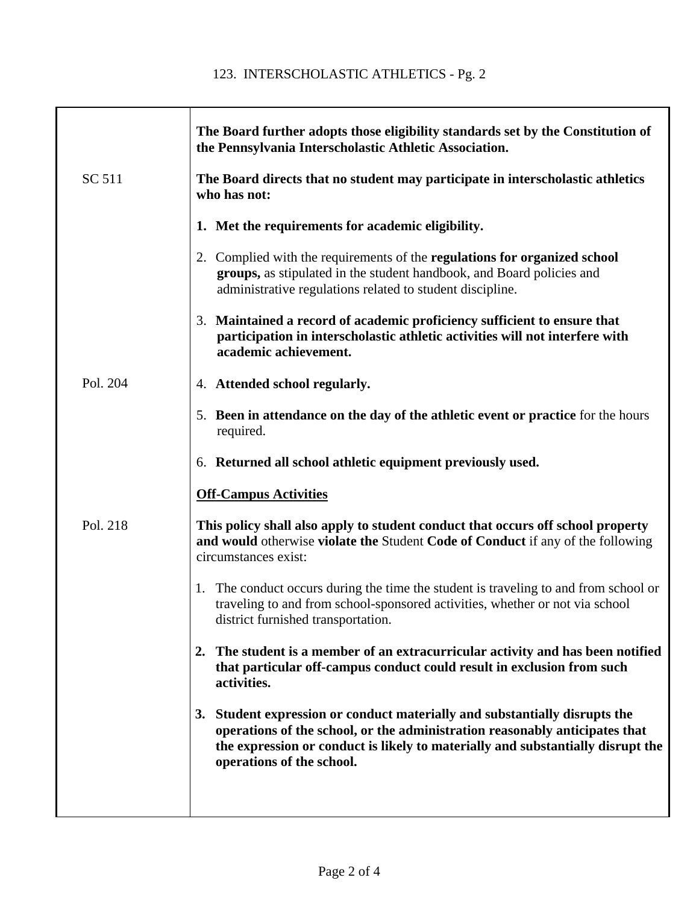| | |
|---|---|
| | **The Board further adopts those eligibility standards set by the Constitution of the Pennsylvania Interscholastic Athletic Association.** |
| SC 511 | **The Board directs that no student may participate in interscholastic athletics who has not:** |
| | **1. Met the requirements for academic eligibility.** |
| | 2. Complied with the requirements of the **regulations for organized school groups,** as stipulated in the student handbook, and Board policies and administrative regulations related to student discipline. |
| | 3. **Maintained a record of academic proficiency sufficient to ensure that participation in interscholastic athletic activities will not interfere with academic achievement.** |
| Pol. 204 | 4. **Attended school regularly.** |
| | 5. **Been in attendance on the day of the athletic event or practice** for the hours required. |
| | 6. **Returned all school athletic equipment previously used.** |
| | **<u>Off-Campus Activities</u>** |
| Pol. 218 | **This policy shall also apply to student conduct that occurs off school property and would** otherwise **violate the** Student **Code of Conduct** if any of the following circumstances exist: |
| | 1. The conduct occurs during the time the student is traveling to and from school or traveling to and from school-sponsored activities, whether or not via school district furnished transportation. |
| | **2. The student is a member of an extracurricular activity and has been notified that particular off-campus conduct could result in exclusion from such activities.** |
| | **3. Student expression or conduct materially and substantially disrupts the operations of the school, or the administration reasonably anticipates that the expression or conduct is likely to materially and substantially disrupt the operations of the school.** |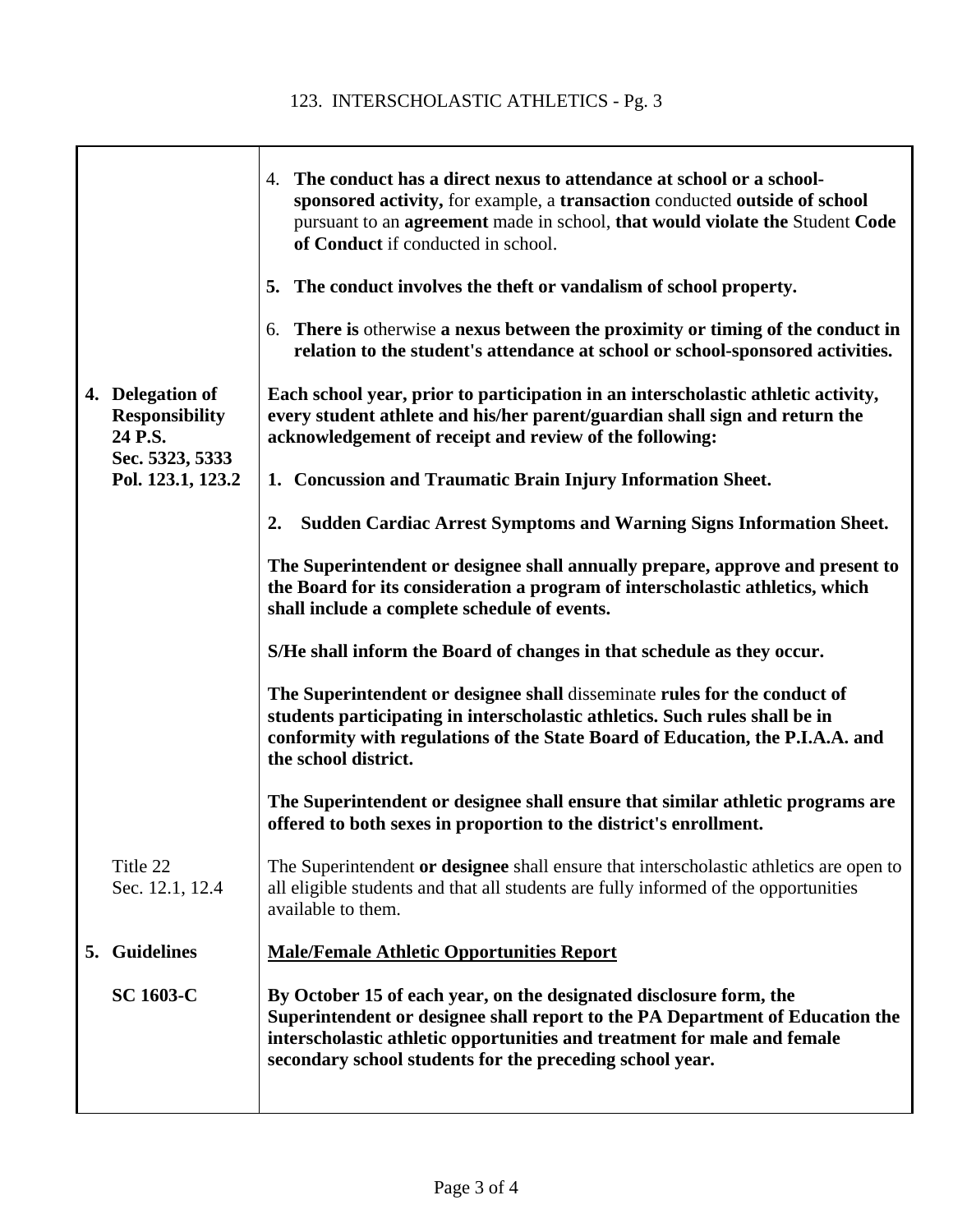4. **The conduct has a direct nexus to attendance at school or a school-sponsored activity,** for example, a **transaction** conducted **outside of school** pursuant to an **agreement** made in school, **that would violate the** Student **Code of Conduct** if conducted in school.

5. **The conduct involves the theft or vandalism of school property.**

6. **There is** otherwise **a nexus between the proximity or timing of the conduct in relation to the student's attendance at school or school-sponsored activities.**

## 4. Delegation of Responsibility

**24 P.S. Sec. 5323, 5333**
**Pol. 123.1, 123.2**

**Each school year, prior to participation in an interscholastic athletic activity, every student athlete and his/her parent/guardian shall sign and return the acknowledgement of receipt and review of the following:**

1. **Concussion and Traumatic Brain Injury Information Sheet.**

2. **Sudden Cardiac Arrest Symptoms and Warning Signs Information Sheet.**

**The Superintendent or designee shall annually prepare, approve and present to the Board for its consideration a program of interscholastic athletics, which shall include a complete schedule of events.**

**S/He shall inform the Board of changes in that schedule as they occur.**

**The Superintendent or designee shall** disseminate **rules for the conduct of students participating in interscholastic athletics. Such rules shall be in conformity with regulations of the State Board of Education, the P.I.A.A. and the school district.**

**The Superintendent or designee shall ensure that similar athletic programs are offered to both sexes in proportion to the district's enrollment.**

Title 22
Sec. 12.1, 12.4

The Superintendent **or designee** shall ensure that interscholastic athletics are open to all eligible students and that all students are fully informed of the opportunities available to them.

## 5. Guidelines

**<u>Male/Female Athletic Opportunities Report</u>**

**SC 1603-C**

**By October 15 of each year, on the designated disclosure form, the Superintendent or designee shall report to the PA Department of Education the interscholastic athletic opportunities and treatment for male and female secondary school students for the preceding school year.**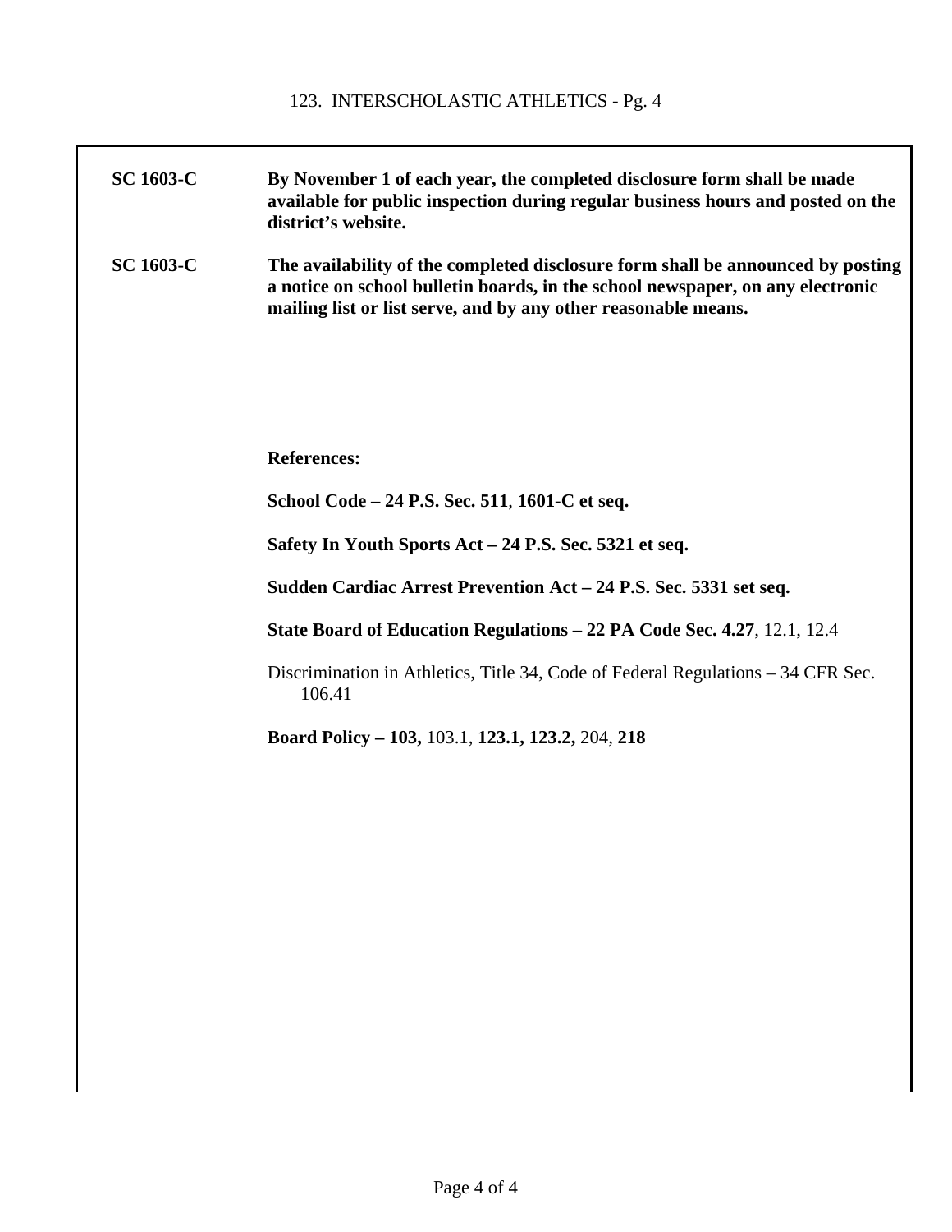| | |
|---|---|
| **SC 1603-C** | **By November 1 of each year, the completed disclosure form shall be made available for public inspection during regular business hours and posted on the district's website.** |
| **SC 1603-C** | **The availability of the completed disclosure form shall be announced by posting a notice on school bulletin boards, in the school newspaper, on any electronic mailing list or list serve, and by any other reasonable means.** |

**References:**

**School Code – 24 P.S. Sec. 511**, **1601-C et seq.**

**Safety In Youth Sports Act – 24 P.S. Sec. 5321 et seq.**

**Sudden Cardiac Arrest Prevention Act – 24 P.S. Sec. 5331 set seq.**

**State Board of Education Regulations – 22 PA Code Sec. 4.27**, 12.1, 12.4

Discrimination in Athletics, Title 34, Code of Federal Regulations – 34 CFR Sec. 106.41

**Board Policy – 103,** 103.1, **123.1, 123.2,** 204, **218**